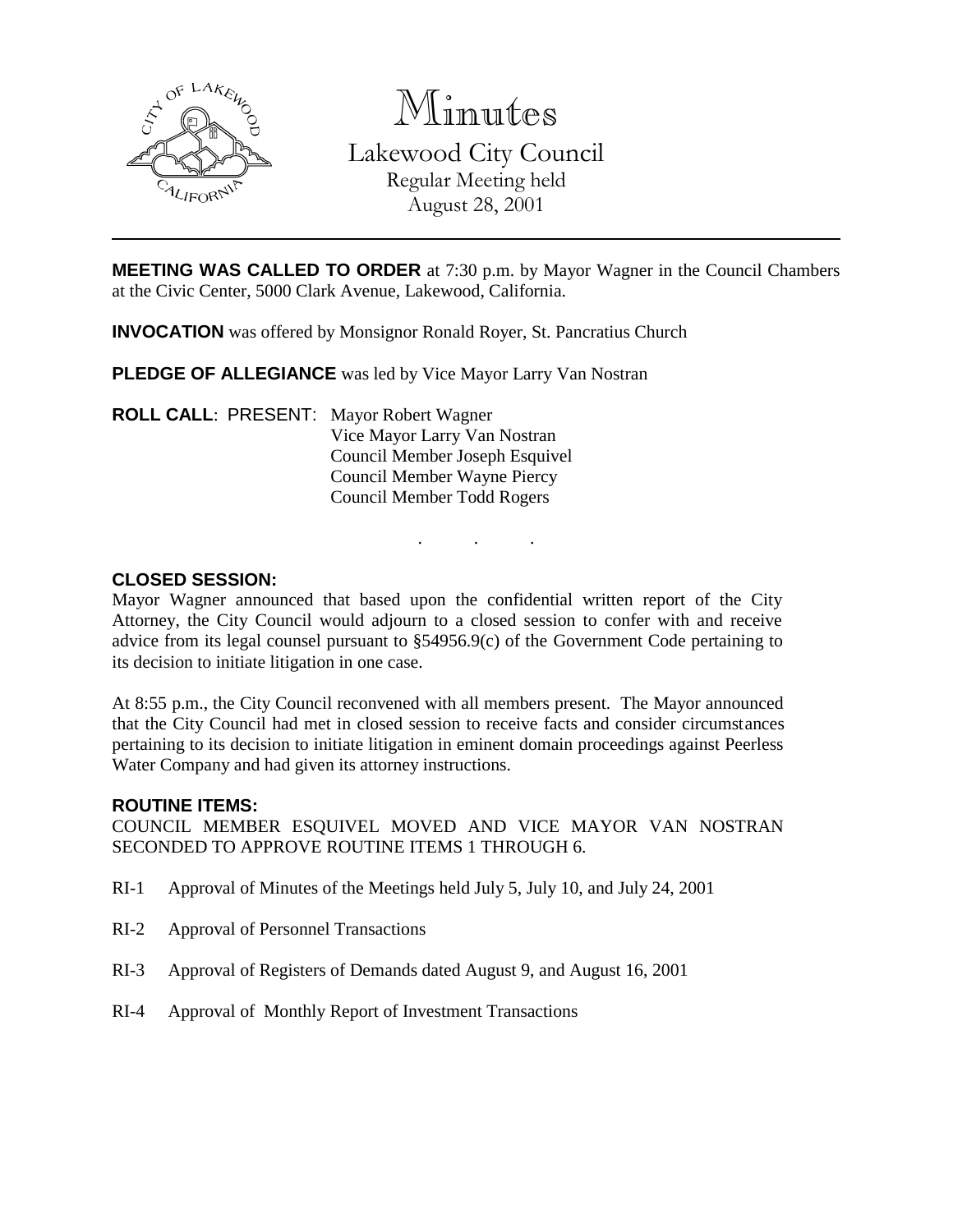# Minutes

## Lakewood City Council

Regular Meeting held
August 28, 2001

**MEETING WAS CALLED TO ORDER** at 7:30 p.m. by Mayor Wagner in the Council Chambers at the Civic Center, 5000 Clark Avenue, Lakewood, California.

**INVOCATION** was offered by Monsignor Ronald Royer, St. Pancratius Church

**PLEDGE OF ALLEGIANCE** was led by Vice Mayor Larry Van Nostran

**ROLL CALL**: PRESENT: Mayor Robert Wagner
Vice Mayor Larry Van Nostran
Council Member Joseph Esquivel
Council Member Wayne Piercy
Council Member Todd Rogers

. . .

**CLOSED SESSION:**

Mayor Wagner announced that based upon the confidential written report of the City Attorney, the City Council would adjourn to a closed session to confer with and receive advice from its legal counsel pursuant to §54956.9(c) of the Government Code pertaining to its decision to initiate litigation in one case.

At 8:55 p.m., the City Council reconvened with all members present. The Mayor announced that the City Council had met in closed session to receive facts and consider circumstances pertaining to its decision to initiate litigation in eminent domain proceedings against Peerless Water Company and had given its attorney instructions.

**ROUTINE ITEMS:**

COUNCIL MEMBER ESQUIVEL MOVED AND VICE MAYOR VAN NOSTRAN SECONDED TO APPROVE ROUTINE ITEMS 1 THROUGH 6.

RI-1 Approval of Minutes of the Meetings held July 5, July 10, and July 24, 2001

RI-2 Approval of Personnel Transactions

RI-3 Approval of Registers of Demands dated August 9, and August 16, 2001

RI-4 Approval of Monthly Report of Investment Transactions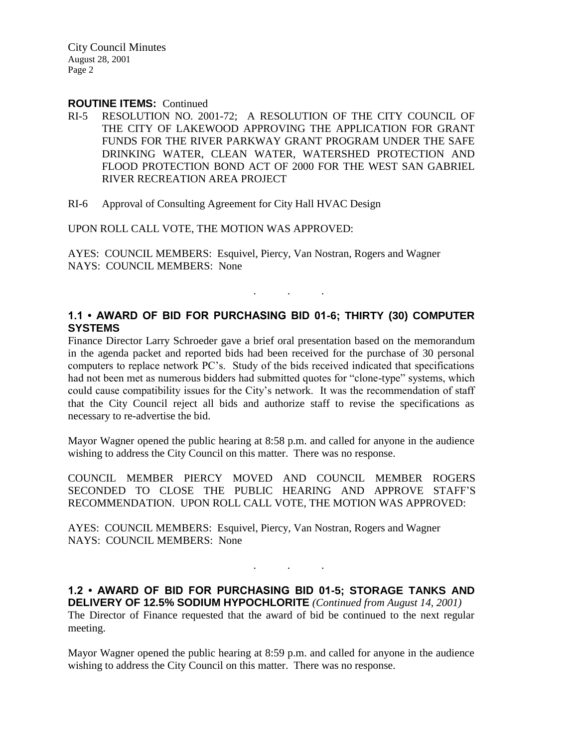**ROUTINE ITEMS:** Continued

RI-5 RESOLUTION NO. 2001-72; A RESOLUTION OF THE CITY COUNCIL OF THE CITY OF LAKEWOOD APPROVING THE APPLICATION FOR GRANT FUNDS FOR THE RIVER PARKWAY GRANT PROGRAM UNDER THE SAFE DRINKING WATER, CLEAN WATER, WATERSHED PROTECTION AND FLOOD PROTECTION BOND ACT OF 2000 FOR THE WEST SAN GABRIEL RIVER RECREATION AREA PROJECT

RI-6 Approval of Consulting Agreement for City Hall HVAC Design

UPON ROLL CALL VOTE, THE MOTION WAS APPROVED:

AYES: COUNCIL MEMBERS: Esquivel, Piercy, Van Nostran, Rogers and Wagner
NAYS: COUNCIL MEMBERS: None

. . .

### 1.1 • AWARD OF BID FOR PURCHASING BID 01-6; THIRTY (30) COMPUTER SYSTEMS

Finance Director Larry Schroeder gave a brief oral presentation based on the memorandum in the agenda packet and reported bids had been received for the purchase of 30 personal computers to replace network PC's. Study of the bids received indicated that specifications had not been met as numerous bidders had submitted quotes for "clone-type" systems, which could cause compatibility issues for the City's network. It was the recommendation of staff that the City Council reject all bids and authorize staff to revise the specifications as necessary to re-advertise the bid.

Mayor Wagner opened the public hearing at 8:58 p.m. and called for anyone in the audience wishing to address the City Council on this matter. There was no response.

COUNCIL MEMBER PIERCY MOVED AND COUNCIL MEMBER ROGERS SECONDED TO CLOSE THE PUBLIC HEARING AND APPROVE STAFF'S RECOMMENDATION. UPON ROLL CALL VOTE, THE MOTION WAS APPROVED:

AYES: COUNCIL MEMBERS: Esquivel, Piercy, Van Nostran, Rogers and Wagner
NAYS: COUNCIL MEMBERS: None

. . .

### 1.2 • AWARD OF BID FOR PURCHASING BID 01-5; STORAGE TANKS AND DELIVERY OF 12.5% SODIUM HYPOCHLORITE *(Continued from August 14, 2001)*

The Director of Finance requested that the award of bid be continued to the next regular meeting.

Mayor Wagner opened the public hearing at 8:59 p.m. and called for anyone in the audience wishing to address the City Council on this matter. There was no response.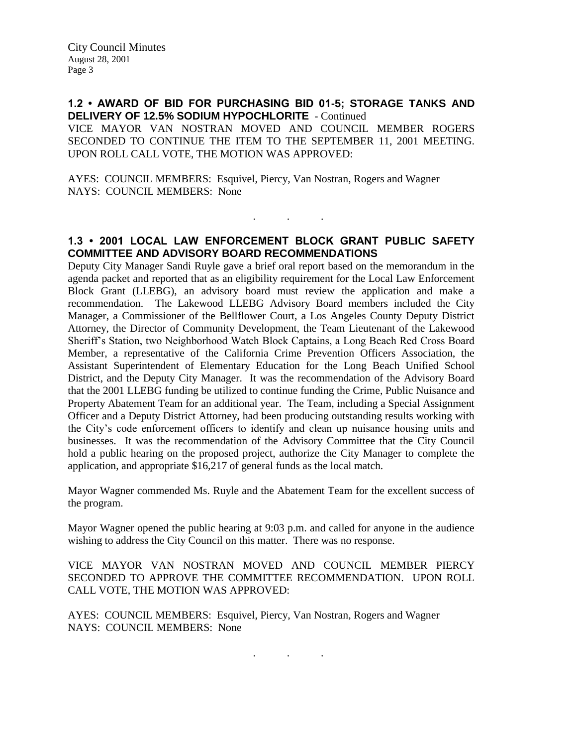**1.2 • AWARD OF BID FOR PURCHASING BID 01-5; STORAGE TANKS AND DELIVERY OF 12.5% SODIUM HYPOCHLORITE** - Continued

VICE MAYOR VAN NOSTRAN MOVED AND COUNCIL MEMBER ROGERS SECONDED TO CONTINUE THE ITEM TO THE SEPTEMBER 11, 2001 MEETING. UPON ROLL CALL VOTE, THE MOTION WAS APPROVED:

AYES: COUNCIL MEMBERS: Esquivel, Piercy, Van Nostran, Rogers and Wagner
NAYS: COUNCIL MEMBERS: None

. . .

**1.3 • 2001 LOCAL LAW ENFORCEMENT BLOCK GRANT PUBLIC SAFETY COMMITTEE AND ADVISORY BOARD RECOMMENDATIONS**

Deputy City Manager Sandi Ruyle gave a brief oral report based on the memorandum in the agenda packet and reported that as an eligibility requirement for the Local Law Enforcement Block Grant (LLEBG), an advisory board must review the application and make a recommendation. The Lakewood LLEBG Advisory Board members included the City Manager, a Commissioner of the Bellflower Court, a Los Angeles County Deputy District Attorney, the Director of Community Development, the Team Lieutenant of the Lakewood Sheriff's Station, two Neighborhood Watch Block Captains, a Long Beach Red Cross Board Member, a representative of the California Crime Prevention Officers Association, the Assistant Superintendent of Elementary Education for the Long Beach Unified School District, and the Deputy City Manager. It was the recommendation of the Advisory Board that the 2001 LLEBG funding be utilized to continue funding the Crime, Public Nuisance and Property Abatement Team for an additional year. The Team, including a Special Assignment Officer and a Deputy District Attorney, had been producing outstanding results working with the City's code enforcement officers to identify and clean up nuisance housing units and businesses. It was the recommendation of the Advisory Committee that the City Council hold a public hearing on the proposed project, authorize the City Manager to complete the application, and appropriate $16,217 of general funds as the local match.

Mayor Wagner commended Ms. Ruyle and the Abatement Team for the excellent success of the program.

Mayor Wagner opened the public hearing at 9:03 p.m. and called for anyone in the audience wishing to address the City Council on this matter. There was no response.

VICE MAYOR VAN NOSTRAN MOVED AND COUNCIL MEMBER PIERCY SECONDED TO APPROVE THE COMMITTEE RECOMMENDATION. UPON ROLL CALL VOTE, THE MOTION WAS APPROVED:

AYES: COUNCIL MEMBERS: Esquivel, Piercy, Van Nostran, Rogers and Wagner
NAYS: COUNCIL MEMBERS: None

. . .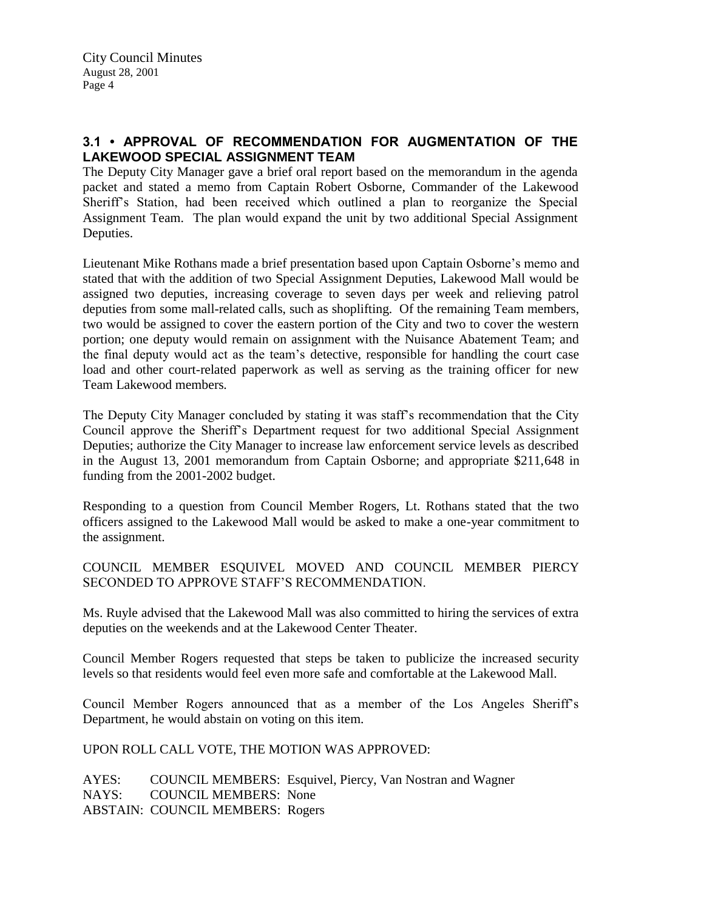### 3.1 • APPROVAL OF RECOMMENDATION FOR AUGMENTATION OF THE LAKEWOOD SPECIAL ASSIGNMENT TEAM

The Deputy City Manager gave a brief oral report based on the memorandum in the agenda packet and stated a memo from Captain Robert Osborne, Commander of the Lakewood Sheriff's Station, had been received which outlined a plan to reorganize the Special Assignment Team. The plan would expand the unit by two additional Special Assignment Deputies.

Lieutenant Mike Rothans made a brief presentation based upon Captain Osborne's memo and stated that with the addition of two Special Assignment Deputies, Lakewood Mall would be assigned two deputies, increasing coverage to seven days per week and relieving patrol deputies from some mall-related calls, such as shoplifting. Of the remaining Team members, two would be assigned to cover the eastern portion of the City and two to cover the western portion; one deputy would remain on assignment with the Nuisance Abatement Team; and the final deputy would act as the team's detective, responsible for handling the court case load and other court-related paperwork as well as serving as the training officer for new Team Lakewood members.

The Deputy City Manager concluded by stating it was staff's recommendation that the City Council approve the Sheriff's Department request for two additional Special Assignment Deputies; authorize the City Manager to increase law enforcement service levels as described in the August 13, 2001 memorandum from Captain Osborne; and appropriate $211,648 in funding from the 2001-2002 budget.

Responding to a question from Council Member Rogers, Lt. Rothans stated that the two officers assigned to the Lakewood Mall would be asked to make a one-year commitment to the assignment.

COUNCIL MEMBER ESQUIVEL MOVED AND COUNCIL MEMBER PIERCY SECONDED TO APPROVE STAFF'S RECOMMENDATION.

Ms. Ruyle advised that the Lakewood Mall was also committed to hiring the services of extra deputies on the weekends and at the Lakewood Center Theater.

Council Member Rogers requested that steps be taken to publicize the increased security levels so that residents would feel even more safe and comfortable at the Lakewood Mall.

Council Member Rogers announced that as a member of the Los Angeles Sheriff's Department, he would abstain on voting on this item.

UPON ROLL CALL VOTE, THE MOTION WAS APPROVED:

AYES: COUNCIL MEMBERS: Esquivel, Piercy, Van Nostran and Wagner
NAYS: COUNCIL MEMBERS: None
ABSTAIN: COUNCIL MEMBERS: Rogers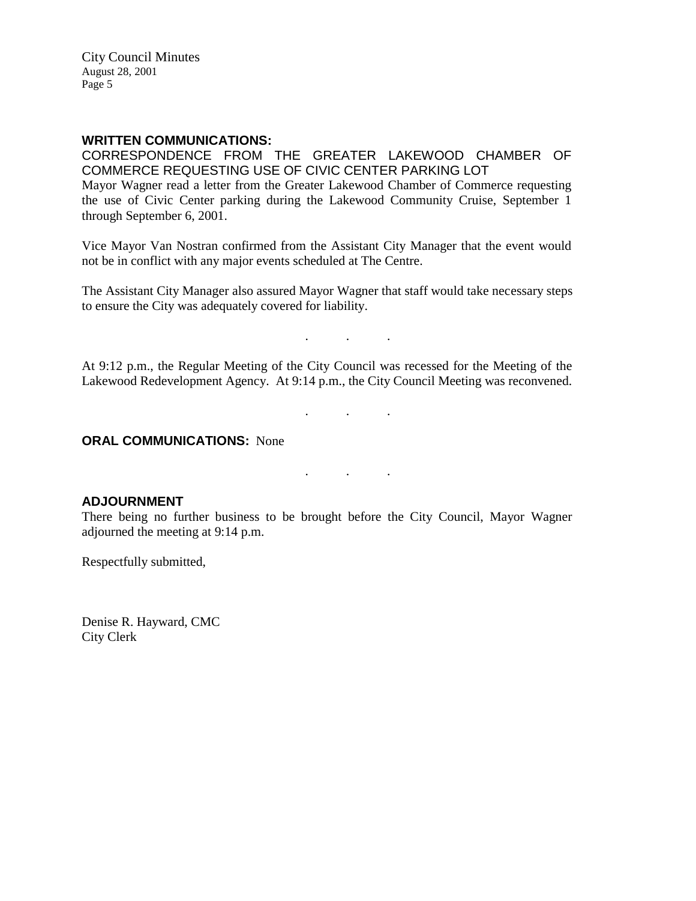**WRITTEN COMMUNICATIONS:**

CORRESPONDENCE FROM THE GREATER LAKEWOOD CHAMBER OF COMMERCE REQUESTING USE OF CIVIC CENTER PARKING LOT

Mayor Wagner read a letter from the Greater Lakewood Chamber of Commerce requesting the use of Civic Center parking during the Lakewood Community Cruise, September 1 through September 6, 2001.

Vice Mayor Van Nostran confirmed from the Assistant City Manager that the event would not be in conflict with any major events scheduled at The Centre.

The Assistant City Manager also assured Mayor Wagner that staff would take necessary steps to ensure the City was adequately covered for liability.

. . .

At 9:12 p.m., the Regular Meeting of the City Council was recessed for the Meeting of the Lakewood Redevelopment Agency. At 9:14 p.m., the City Council Meeting was reconvened.

. . .

**ORAL COMMUNICATIONS:** None

. . .

**ADJOURNMENT**

There being no further business to be brought before the City Council, Mayor Wagner adjourned the meeting at 9:14 p.m.

Respectfully submitted,

Denise R. Hayward, CMC
City Clerk